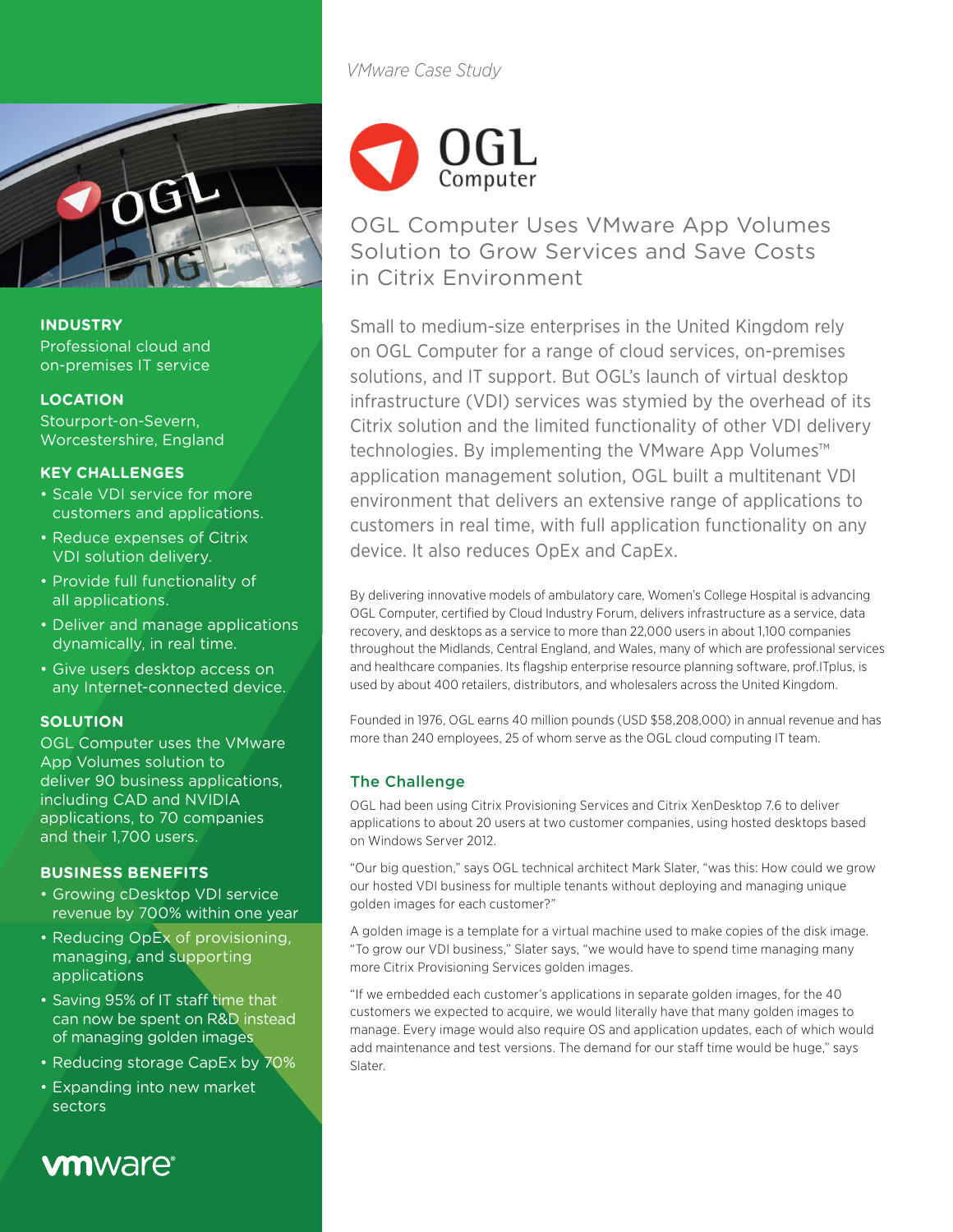*VMware Case Study*

# OGL Computer Uses VMware App Volumes Solution to Grow Services and Save Costs in Citrix Environment

Small to medium-size enterprises in the United Kingdom rely on OGL Computer for a range of cloud services, on-premises solutions, and IT support. But OGL's launch of virtual desktop infrastructure (VDI) services was stymied by the overhead of its Citrix solution and the limited functionality of other VDI delivery technologies. By implementing the VMware App Volumes™ application management solution, OGL built a multitenant VDI environment that delivers an extensive range of applications to customers in real time, with full application functionality on any device. It also reduces OpEx and CapEx.

By delivering innovative models of ambulatory care, Women's College Hospital is advancing OGL Computer, certified by Cloud Industry Forum, delivers infrastructure as a service, data recovery, and desktops as a service to more than 22,000 users in about 1,100 companies throughout the Midlands, Central England, and Wales, many of which are professional services and healthcare companies. Its flagship enterprise resource planning software, prof.ITplus, is used by about 400 retailers, distributors, and wholesalers across the United Kingdom.

Founded in 1976, OGL earns 40 million pounds (USD $58,208,000) in annual revenue and has more than 240 employees, 25 of whom serve as the OGL cloud computing IT team.

## The Challenge

OGL had been using Citrix Provisioning Services and Citrix XenDesktop 7.6 to deliver applications to about 20 users at two customer companies, using hosted desktops based on Windows Server 2012.

"Our big question," says OGL technical architect Mark Slater, "was this: How could we grow our hosted VDI business for multiple tenants without deploying and managing unique golden images for each customer?"

A golden image is a template for a virtual machine used to make copies of the disk image. "To grow our VDI business," Slater says, "we would have to spend time managing many more Citrix Provisioning Services golden images.

"If we embedded each customer's applications in separate golden images, for the 40 customers we expected to acquire, we would literally have that many golden images to manage. Every image would also require OS and application updates, each of which would add maintenance and test versions. The demand for our staff time would be huge," says Slater.

**INDUSTRY**

Professional cloud and on-premises IT service

**LOCATION**

Stourport-on-Severn, Worcestershire, England

**KEY CHALLENGES**

- Scale VDI service for more customers and applications.
- Reduce expenses of Citrix VDI solution delivery.
- Provide full functionality of all applications.
- Deliver and manage applications dynamically, in real time.
- Give users desktop access on any Internet-connected device.

**SOLUTION**

OGL Computer uses the VMware App Volumes solution to deliver 90 business applications, including CAD and NVIDIA applications, to 70 companies and their 1,700 users.

**BUSINESS BENEFITS**

- Growing cDesktop VDI service revenue by 700% within one year
- Reducing OpEx of provisioning, managing, and supporting applications
- Saving 95% of IT staff time that can now be spent on R&D instead of managing golden images
- Reducing storage CapEx by 70%
- Expanding into new market sectors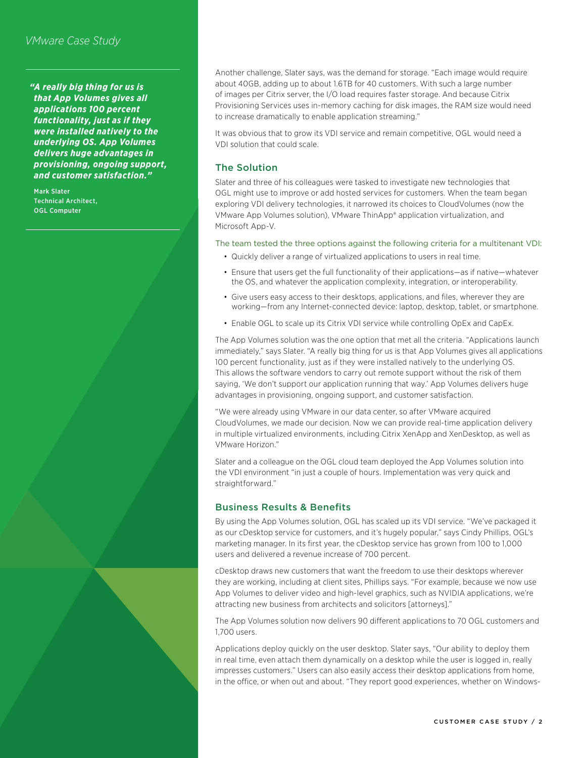> ***"A really big thing for us is that App Volumes gives all applications 100 percent functionality, just as if they were installed natively to the underlying OS. App Volumes delivers huge advantages in provisioning, ongoing support, and customer satisfaction."***
>
> Mark Slater
> Technical Architect,
> OGL Computer

Another challenge, Slater says, was the demand for storage. "Each image would require about 40GB, adding up to about 1.6TB for 40 customers. With such a large number of images per Citrix server, the I/O load requires faster storage. And because Citrix Provisioning Services uses in-memory caching for disk images, the RAM size would need to increase dramatically to enable application streaming."

It was obvious that to grow its VDI service and remain competitive, OGL would need a VDI solution that could scale.

## The Solution

Slater and three of his colleagues were tasked to investigate new technologies that OGL might use to improve or add hosted services for customers. When the team began exploring VDI delivery technologies, it narrowed its choices to CloudVolumes (now the VMware App Volumes solution), VMware ThinApp® application virtualization, and Microsoft App-V.

The team tested the three options against the following criteria for a multitenant VDI:

- Quickly deliver a range of virtualized applications to users in real time.
- Ensure that users get the full functionality of their applications—as if native—whatever the OS, and whatever the application complexity, integration, or interoperability.
- Give users easy access to their desktops, applications, and files, wherever they are working—from any Internet-connected device: laptop, desktop, tablet, or smartphone.
- Enable OGL to scale up its Citrix VDI service while controlling OpEx and CapEx.

The App Volumes solution was the one option that met all the criteria. "Applications launch immediately," says Slater. "A really big thing for us is that App Volumes gives all applications 100 percent functionality, just as if they were installed natively to the underlying OS. This allows the software vendors to carry out remote support without the risk of them saying, 'We don't support our application running that way.' App Volumes delivers huge advantages in provisioning, ongoing support, and customer satisfaction.

"We were already using VMware in our data center, so after VMware acquired CloudVolumes, we made our decision. Now we can provide real-time application delivery in multiple virtualized environments, including Citrix XenApp and XenDesktop, as well as VMware Horizon."

Slater and a colleague on the OGL cloud team deployed the App Volumes solution into the VDI environment "in just a couple of hours. Implementation was very quick and straightforward."

## Business Results & Benefits

By using the App Volumes solution, OGL has scaled up its VDI service. "We've packaged it as our cDesktop service for customers, and it's hugely popular," says Cindy Phillips, OGL's marketing manager. In its first year, the cDesktop service has grown from 100 to 1,000 users and delivered a revenue increase of 700 percent.

cDesktop draws new customers that want the freedom to use their desktops wherever they are working, including at client sites, Phillips says. "For example, because we now use App Volumes to deliver video and high-level graphics, such as NVIDIA applications, we're attracting new business from architects and solicitors [attorneys]."

The App Volumes solution now delivers 90 different applications to 70 OGL customers and 1,700 users.

Applications deploy quickly on the user desktop. Slater says, "Our ability to deploy them in real time, even attach them dynamically on a desktop while the user is logged in, really impresses customers." Users can also easily access their desktop applications from home, in the office, or when out and about. "They report good experiences, whether on Windows-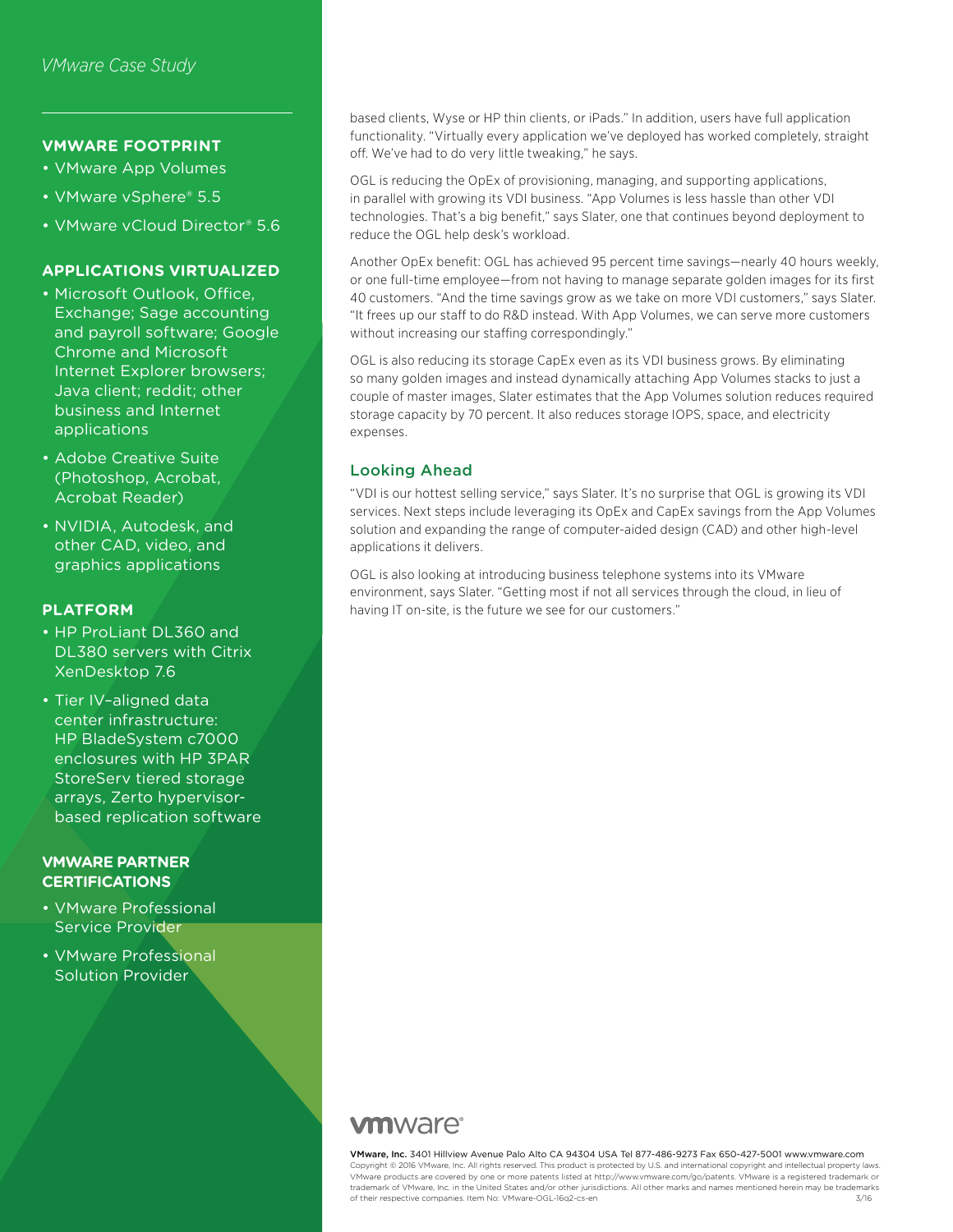*VMware Case Study*

**VMWARE FOOTPRINT**

- VMware App Volumes
- VMware vSphere® 5.5
- VMware vCloud Director® 5.6

**APPLICATIONS VIRTUALIZED**

- Microsoft Outlook, Office, Exchange; Sage accounting and payroll software; Google Chrome and Microsoft Internet Explorer browsers; Java client; reddit; other business and Internet applications
- Adobe Creative Suite (Photoshop, Acrobat, Acrobat Reader)
- NVIDIA, Autodesk, and other CAD, video, and graphics applications

**PLATFORM**

- HP ProLiant DL360 and DL380 servers with Citrix XenDesktop 7.6
- Tier IV–aligned data center infrastructure: HP BladeSystem c7000 enclosures with HP 3PAR StoreServ tiered storage arrays, Zerto hypervisor-based replication software

**VMWARE PARTNER CERTIFICATIONS**

- VMware Professional Service Provider
- VMware Professional Solution Provider

based clients, Wyse or HP thin clients, or iPads." In addition, users have full application functionality. "Virtually every application we've deployed has worked completely, straight off. We've had to do very little tweaking," he says.

OGL is reducing the OpEx of provisioning, managing, and supporting applications, in parallel with growing its VDI business. "App Volumes is less hassle than other VDI technologies. That's a big benefit," says Slater, one that continues beyond deployment to reduce the OGL help desk's workload.

Another OpEx benefit: OGL has achieved 95 percent time savings—nearly 40 hours weekly, or one full-time employee—from not having to manage separate golden images for its first 40 customers. "And the time savings grow as we take on more VDI customers," says Slater. "It frees up our staff to do R&D instead. With App Volumes, we can serve more customers without increasing our staffing correspondingly."

OGL is also reducing its storage CapEx even as its VDI business grows. By eliminating so many golden images and instead dynamically attaching App Volumes stacks to just a couple of master images, Slater estimates that the App Volumes solution reduces required storage capacity by 70 percent. It also reduces storage IOPS, space, and electricity expenses.

## Looking Ahead

"VDI is our hottest selling service," says Slater. It's no surprise that OGL is growing its VDI services. Next steps include leveraging its OpEx and CapEx savings from the App Volumes solution and expanding the range of computer-aided design (CAD) and other high-level applications it delivers.

OGL is also looking at introducing business telephone systems into its VMware environment, says Slater. "Getting most if not all services through the cloud, in lieu of having IT on-site, is the future we see for our customers."

vmware®

**VMware, Inc.** 3401 Hillview Avenue Palo Alto CA 94304 USA Tel 877-486-9273 Fax 650-427-5001 www.vmware.com
Copyright © 2016 VMware, Inc. All rights reserved. This product is protected by U.S. and international copyright and intellectual property laws. VMware products are covered by one or more patents listed at http://www.vmware.com/go/patents. VMware is a registered trademark or trademark of VMware, Inc. in the United States and/or other jurisdictions. All other marks and names mentioned herein may be trademarks of their respective companies. Item No: VMware-OGL-16q2-cs-en 3/16